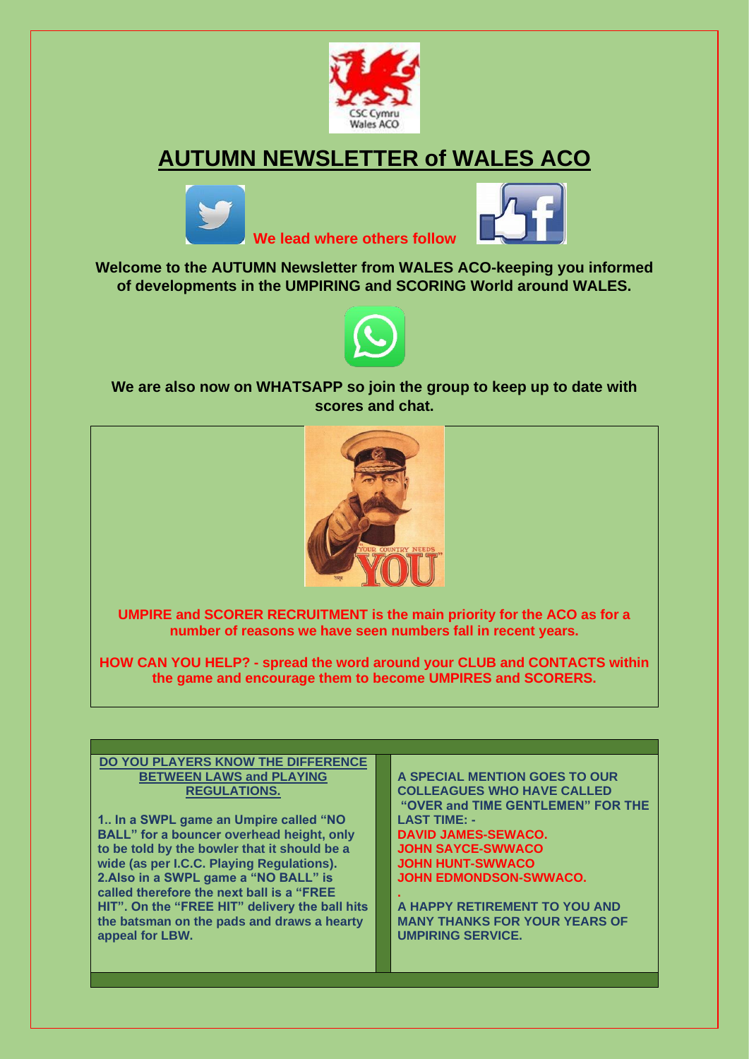# AUTUMN NEWSLETTER of WALES ACO

**We lead where others follow**

**Welcome to the AUTUMN Newsletter from WALES ACO-keeping you informed of developments in the UMPIRING and SCORING World around WALES.**

**We are also now on WHATSAPP so join the group to keep up to date with scores and chat.**

**UMPIRE and SCORER RECRUITMENT is the main priority for the ACO as for a number of reasons we have seen numbers fall in recent years.**

**HOW CAN YOU HELP? - spread the word around your CLUB and CONTACTS within the game and encourage them to become UMPIRES and SCORERS.**

**DO YOU PLAYERS KNOW THE DIFFERENCE BETWEEN LAWS and PLAYING REGULATIONS.**

**1.. In a SWPL game an Umpire called "NO BALL" for a bouncer overhead height, only to be told by the bowler that it should be a wide (as per I.C.C. Playing Regulations).**
**2.Also in a SWPL game a "NO BALL" is called therefore the next ball is a "FREE HIT". On the "FREE HIT" delivery the ball hits the batsman on the pads and draws a hearty appeal for LBW.**

**A SPECIAL MENTION GOES TO OUR COLLEAGUES WHO HAVE CALLED "OVER and TIME GENTLEMEN" FOR THE LAST TIME: -**
**DAVID JAMES-SEWACO.**
**JOHN SAYCE-SWWACO**
**JOHN HUNT-SWWACO**
**JOHN EDMONDSON-SWWACO.**

**A HAPPY RETIREMENT TO YOU AND MANY THANKS FOR YOUR YEARS OF UMPIRING SERVICE.**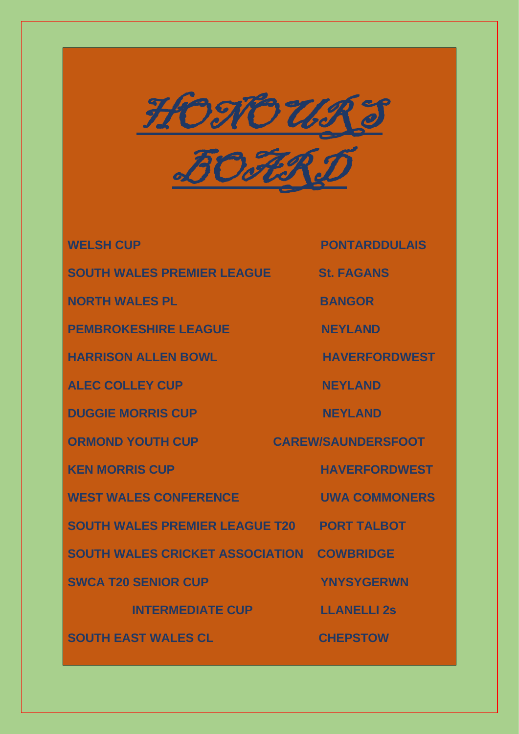# HONOURS BOARD

| | |
|---|---|
| **WELSH CUP** | **PONTARDDULAIS** |
| **SOUTH WALES PREMIER LEAGUE** | **St. FAGANS** |
| **NORTH WALES PL** | **BANGOR** |
| **PEMBROKESHIRE LEAGUE** | **NEYLAND** |
| **HARRISON ALLEN BOWL** | **HAVERFORDWEST** |
| **ALEC COLLEY CUP** | **NEYLAND** |
| **DUGGIE MORRIS CUP** | **NEYLAND** |
| **ORMOND YOUTH CUP** | **CAREW/SAUNDERSFOOT** |
| **KEN MORRIS CUP** | **HAVERFORDWEST** |
| **WEST WALES CONFERENCE** | **UWA COMMONERS** |
| **SOUTH WALES PREMIER LEAGUE T20** | **PORT TALBOT** |
| **SOUTH WALES CRICKET ASSOCIATION** | **COWBRIDGE** |
| **SWCA T20 SENIOR CUP** | **YNYSYGERWN** |
| **INTERMEDIATE CUP** | **LLANELLI 2s** |
| **SOUTH EAST WALES CL** | **CHEPSTOW** |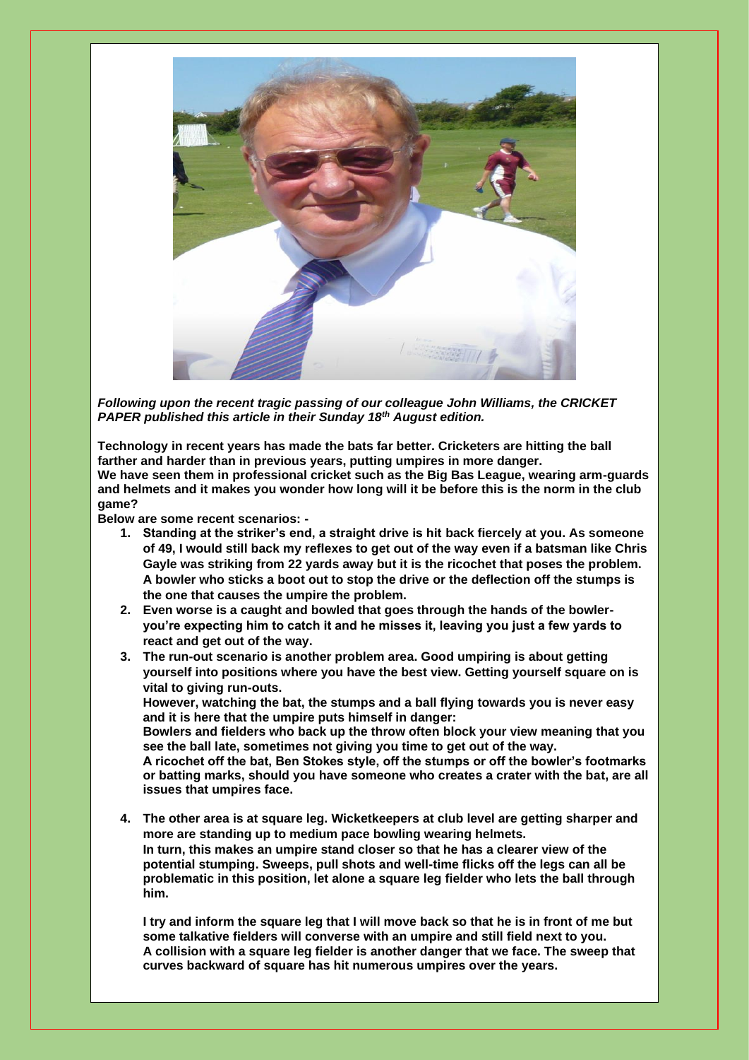***Following upon the recent tragic passing of our colleague John Williams, the CRICKET PAPER published this article in their Sunday 18th August edition.***

**Technology in recent years has made the bats far better. Cricketers are hitting the ball farther and harder than in previous years, putting umpires in more danger.**
**We have seen them in professional cricket such as the Big Bas League, wearing arm-guards and helmets and it makes you wonder how long will it be before this is the norm in the club game?**
**Below are some recent scenarios: -**

1. **Standing at the striker's end, a straight drive is hit back fiercely at you. As someone of 49, I would still back my reflexes to get out of the way even if a batsman like Chris Gayle was striking from 22 yards away but it is the ricochet that poses the problem. A bowler who sticks a boot out to stop the drive or the deflection off the stumps is the one that causes the umpire the problem.**
2. **Even worse is a caught and bowled that goes through the hands of the bowler- you're expecting him to catch it and he misses it, leaving you just a few yards to react and get out of the way.**
3. **The run-out scenario is another problem area. Good umpiring is about getting yourself into positions where you have the best view. Getting yourself square on is vital to giving run-outs.**
   **However, watching the bat, the stumps and a ball flying towards you is never easy and it is here that the umpire puts himself in danger:**
   **Bowlers and fielders who back up the throw often block your view meaning that you see the ball late, sometimes not giving you time to get out of the way.**
   **A ricochet off the bat, Ben Stokes style, off the stumps or off the bowler's footmarks or batting marks, should you have someone who creates a crater with the bat, are all issues that umpires face.**

4. **The other area is at square leg. Wicketkeepers at club level are getting sharper and more are standing up to medium pace bowling wearing helmets.**
   **In turn, this makes an umpire stand closer so that he has a clearer view of the potential stumping. Sweeps, pull shots and well-time flicks off the legs can all be problematic in this position, let alone a square leg fielder who lets the ball through him.**

   **I try and inform the square leg that I will move back so that he is in front of me but some talkative fielders will converse with an umpire and still field next to you.**
   **A collision with a square leg fielder is another danger that we face. The sweep that curves backward of square has hit numerous umpires over the years.**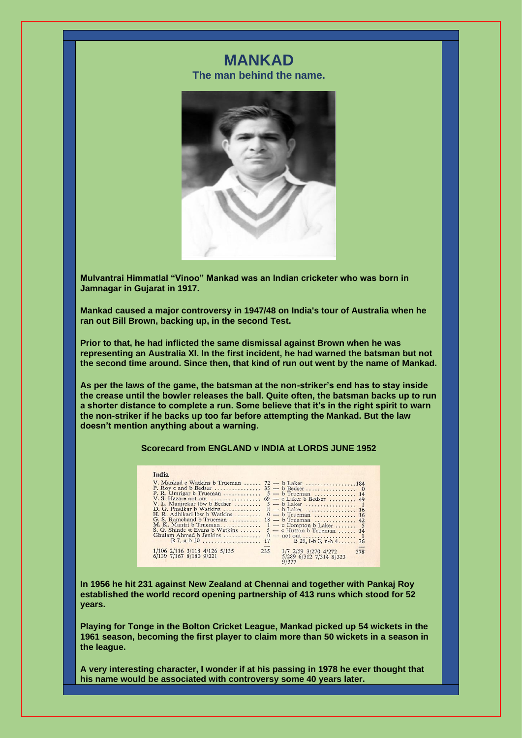# MANKAD

### The man behind the name.

**Mulvantrai Himmatlal "Vinoo" Mankad was an Indian cricketer who was born in Jamnagar in Gujarat in 1917.**

**Mankad caused a major controversy in 1947/48 on India's tour of Australia when he ran out Bill Brown, backing up, in the second Test.**

**Prior to that, he had inflicted the same dismissal against Brown when he was representing an Australia XI. In the first incident, he had warned the batsman but not the second time around. Since then, that kind of run out went by the name of Mankad.**

**As per the laws of the game, the batsman at the non-striker's end has to stay inside the crease until the bowler releases the ball. Quite often, the batsman backs up to run a shorter distance to complete a run. Some believe that it's in the right spirit to warn the non-striker if he backs up too far before attempting the Mankad. But the law doesn't mention anything about a warning.**

**Scorecard from ENGLAND v INDIA at LORDS JUNE 1952**

India

| Batsman | 1st innings | Runs | 2nd innings | Runs |
|---|---|---|---|---|
| V. Mankad | c Watkins b Trueman | 72 | b Laker | 184 |
| P. Roy | c and b Bedser | 35 | b Bedser | 0 |
| P. R. Umrigar | b Trueman | 5 | b Trueman | 14 |
| V. S. Hazare | not out | 69 | c Laker b Bedser | 49 |
| V. L. Manjrekar | lbw b Bedser | 5 | b Laker | 1 |
| D. G. Phadkar | b Watkins | 8 | b Laker | 16 |
| H. R. Adhikari | lbw b Watkins | 0 | b Trueman | 16 |
| G. S. Ramchand | b Trueman | 18 | b Trueman | 42 |
| M. K. Mantri | b Trueman | 1 | c Compton b Laker | 5 |
| S. G. Shinde | st Evans b Watkins | 5 | c Hutton b Trueman | 14 |
| Ghulam Ahmed | b Jenkins | 0 | not out | 1 |
| | B 7, n-b 10 | 17 | B 29, l-b 3, n-b 4 | 36 |
| | 1/106 2/116 3/118 4/126 5/135 6/139 7/167 8/180 9/221 | 235 | 1/7 2/59 3/270 4/272 5/289 6/312 7/314 8/323 9/377 | 378 |

**In 1956 he hit 231 against New Zealand at Chennai and together with Pankaj Roy established the world record opening partnership of 413 runs which stood for 52 years.**

**Playing for Tonge in the Bolton Cricket League, Mankad picked up 54 wickets in the 1961 season, becoming the first player to claim more than 50 wickets in a season in the league.**

**A very interesting character, I wonder if at his passing in 1978 he ever thought that his name would be associated with controversy some 40 years later.**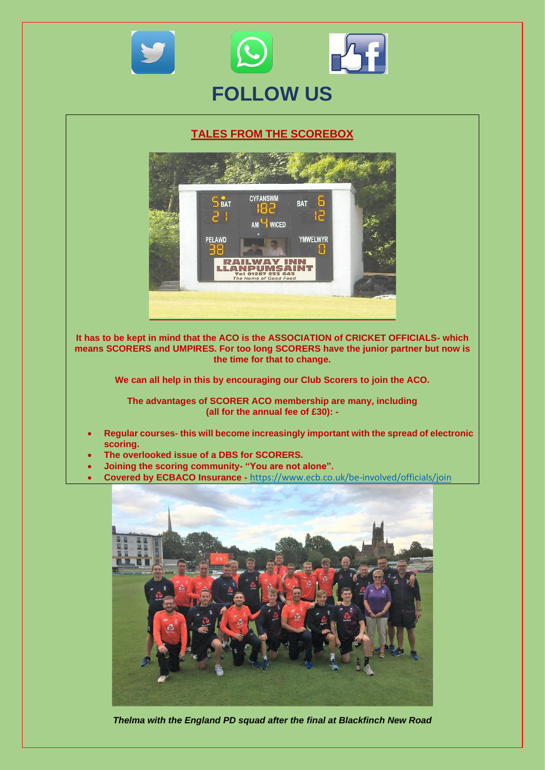# FOLLOW US

## TALES FROM THE SCOREBOX

**It has to be kept in mind that the ACO is the ASSOCIATION of CRICKET OFFICIALS- which means SCORERS and UMPIRES. For too long SCORERS have the junior partner but now is the time for that to change.**

**We can all help in this by encouraging our Club Scorers to join the ACO.**

**The advantages of SCORER ACO membership are many, including (all for the annual fee of £30): -**

- **Regular courses- this will become increasingly important with the spread of electronic scoring.**
- **The overlooked issue of a DBS for SCORERS.**
- **Joining the scoring community- "You are not alone".**
- **Covered by ECBACO Insurance -** https://www.ecb.co.uk/be-involved/officials/join

*Thelma with the England PD squad after the final at Blackfinch New Road*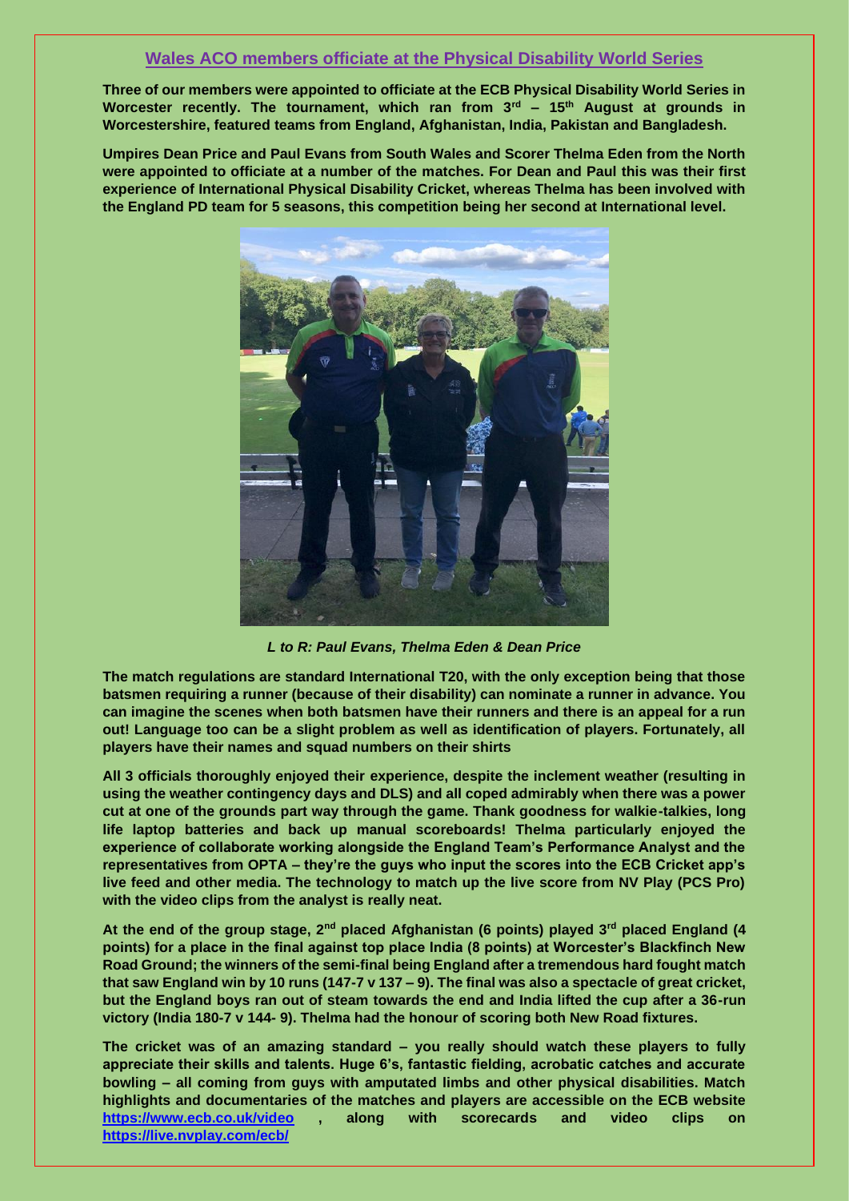## Wales ACO members officiate at the Physical Disability World Series

**Three of our members were appointed to officiate at the ECB Physical Disability World Series in Worcester recently. The tournament, which ran from 3rd – 15th August at grounds in Worcestershire, featured teams from England, Afghanistan, India, Pakistan and Bangladesh.**

**Umpires Dean Price and Paul Evans from South Wales and Scorer Thelma Eden from the North were appointed to officiate at a number of the matches. For Dean and Paul this was their first experience of International Physical Disability Cricket, whereas Thelma has been involved with the England PD team for 5 seasons, this competition being her second at International level.**

***L to R: Paul Evans, Thelma Eden & Dean Price***

**The match regulations are standard International T20, with the only exception being that those batsmen requiring a runner (because of their disability) can nominate a runner in advance. You can imagine the scenes when both batsmen have their runners and there is an appeal for a run out! Language too can be a slight problem as well as identification of players. Fortunately, all players have their names and squad numbers on their shirts**

**All 3 officials thoroughly enjoyed their experience, despite the inclement weather (resulting in using the weather contingency days and DLS) and all coped admirably when there was a power cut at one of the grounds part way through the game. Thank goodness for walkie-talkies, long life laptop batteries and back up manual scoreboards! Thelma particularly enjoyed the experience of collaborate working alongside the England Team's Performance Analyst and the representatives from OPTA – they're the guys who input the scores into the ECB Cricket app's live feed and other media. The technology to match up the live score from NV Play (PCS Pro) with the video clips from the analyst is really neat.**

**At the end of the group stage, 2nd placed Afghanistan (6 points) played 3rd placed England (4 points) for a place in the final against top place India (8 points) at Worcester's Blackfinch New Road Ground; the winners of the semi-final being England after a tremendous hard fought match that saw England win by 10 runs (147-7 v 137 – 9). The final was also a spectacle of great cricket, but the England boys ran out of steam towards the end and India lifted the cup after a 36-run victory (India 180-7 v 144- 9). Thelma had the honour of scoring both New Road fixtures.**

**The cricket was of an amazing standard – you really should watch these players to fully appreciate their skills and talents. Huge 6's, fantastic fielding, acrobatic catches and accurate bowling – all coming from guys with amputated limbs and other physical disabilities. Match highlights and documentaries of the matches and players are accessible on the ECB website https://www.ecb.co.uk/video , along with scorecards and video clips on https://live.nvplay.com/ecb/**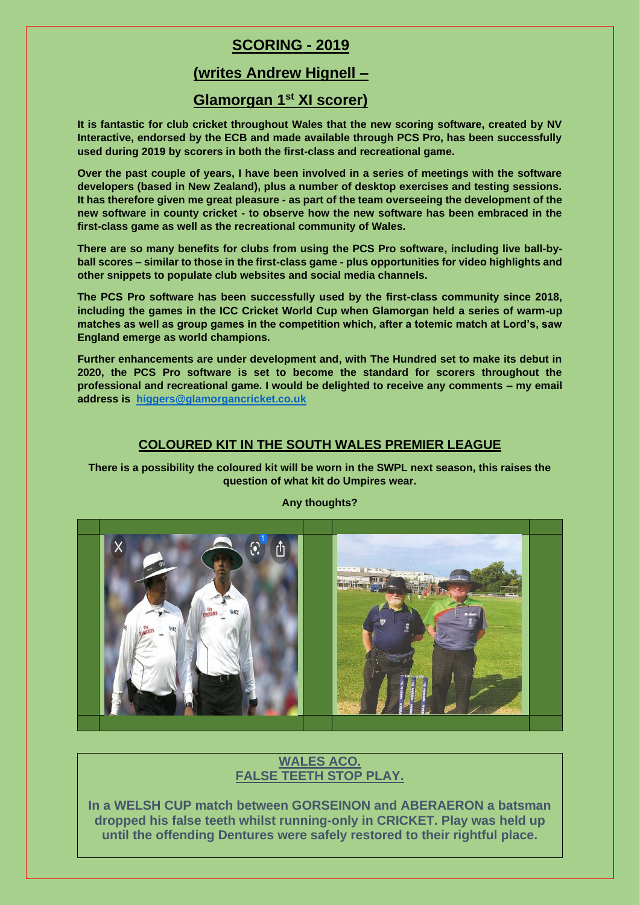## SCORING - 2019

## (writes Andrew Hignell –

## Glamorgan 1st XI scorer)

**It is fantastic for club cricket throughout Wales that the new scoring software, created by NV Interactive, endorsed by the ECB and made available through PCS Pro, has been successfully used during 2019 by scorers in both the first-class and recreational game.**

**Over the past couple of years, I have been involved in a series of meetings with the software developers (based in New Zealand), plus a number of desktop exercises and testing sessions. It has therefore given me great pleasure - as part of the team overseeing the development of the new software in county cricket - to observe how the new software has been embraced in the first-class game as well as the recreational community of Wales.**

**There are so many benefits for clubs from using the PCS Pro software, including live ball-by-ball scores – similar to those in the first-class game - plus opportunities for video highlights and other snippets to populate club websites and social media channels.**

**The PCS Pro software has been successfully used by the first-class community since 2018, including the games in the ICC Cricket World Cup when Glamorgan held a series of warm-up matches as well as group games in the competition which, after a totemic match at Lord's, saw England emerge as world champions.**

**Further enhancements are under development and, with The Hundred set to make its debut in 2020, the PCS Pro software is set to become the standard for scorers throughout the professional and recreational game. I would be delighted to receive any comments – my email address is [higgers@glamorgancricket.co.uk](mailto:higgers@glamorgancricket.co.uk)**

## COLOURED KIT IN THE SOUTH WALES PREMIER LEAGUE

**There is a possibility the coloured kit will be worn in the SWPL next season, this raises the question of what kit do Umpires wear.**

**Any thoughts?**

## WALES ACO.
## FALSE TEETH STOP PLAY.

**In a WELSH CUP match between GORSEINON and ABERAERON a batsman dropped his false teeth whilst running-only in CRICKET. Play was held up until the offending Dentures were safely restored to their rightful place.**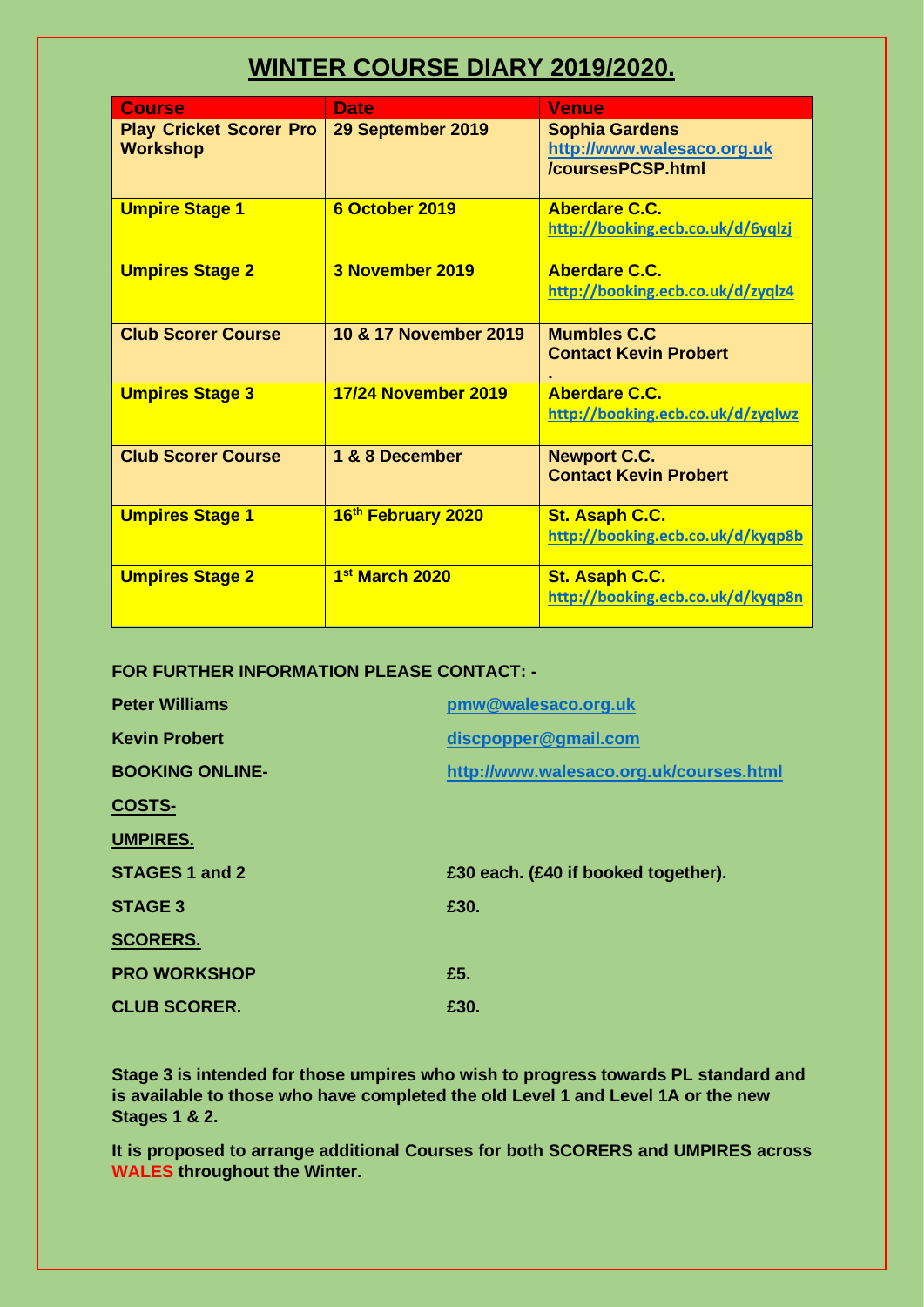# WINTER COURSE DIARY 2019/2020.

| Course | Date | Venue |
|---|---|---|
| Play Cricket Scorer Pro Workshop | 29 September 2019 | Sophia Gardens http://www.walesaco.org.uk /coursesPCSP.html |
| Umpire Stage 1 | 6 October 2019 | Aberdare C.C. http://booking.ecb.co.uk/d/6yqlzj |
| Umpires Stage 2 | 3 November 2019 | Aberdare C.C. http://booking.ecb.co.uk/d/zyqlz4 |
| Club Scorer Course | 10 & 17 November 2019 | Mumbles C.C Contact Kevin Probert . |
| Umpires Stage 3 | 17/24 November 2019 | Aberdare C.C. http://booking.ecb.co.uk/d/zyqlwz |
| Club Scorer Course | 1 & 8 December | Newport C.C. Contact Kevin Probert |
| Umpires Stage 1 | 16th February 2020 | St. Asaph C.C. http://booking.ecb.co.uk/d/kyqp8b |
| Umpires Stage 2 | 1st March 2020 | St. Asaph C.C. http://booking.ecb.co.uk/d/kyqp8n |

**FOR FURTHER INFORMATION PLEASE CONTACT: -**

| | |
|---|---|
| **Peter Williams** | pmw@walesaco.org.uk |
| **Kevin Probert** | discpopper@gmail.com |
| **BOOKING ONLINE-** | http://www.walesaco.org.uk/courses.html |
| **COSTS-** | |
| **UMPIRES.** | |
| **STAGES 1 and 2** | **£30 each. (£40 if booked together).** |
| **STAGE 3** | **£30.** |
| **SCORERS.** | |
| **PRO WORKSHOP** | **£5.** |
| **CLUB SCORER.** | **£30.** |

**Stage 3 is intended for those umpires who wish to progress towards PL standard and is available to those who have completed the old Level 1 and Level 1A or the new Stages 1 & 2.**

**It is proposed to arrange additional Courses for both SCORERS and UMPIRES across WALES throughout the Winter.**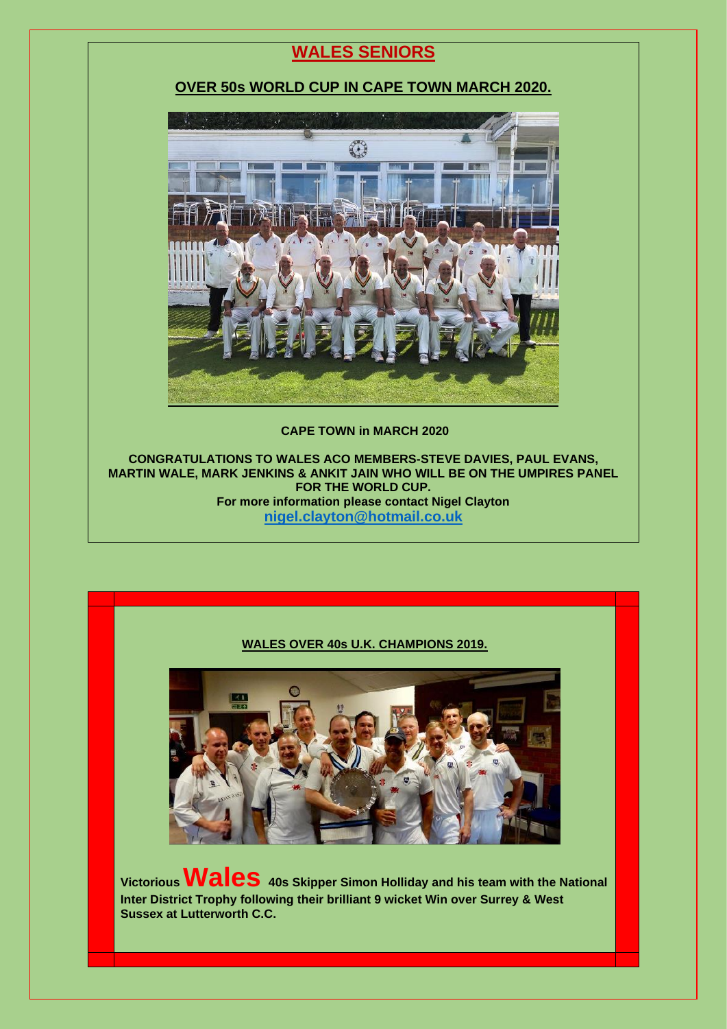## WALES SENIORS

### OVER 50s WORLD CUP IN CAPE TOWN MARCH 2020.

**CAPE TOWN in MARCH 2020**

**CONGRATULATIONS TO WALES ACO MEMBERS-STEVE DAVIES, PAUL EVANS, MARTIN WALE, MARK JENKINS & ANKIT JAIN WHO WILL BE ON THE UMPIRES PANEL FOR THE WORLD CUP.**

**For more information please contact Nigel Clayton**

**nigel.clayton@hotmail.co.uk**

### WALES OVER 40s U.K. CHAMPIONS 2019.

**Victorious Wales 40s Skipper Simon Holliday and his team with the National Inter District Trophy following their brilliant 9 wicket Win over Surrey & West Sussex at Lutterworth C.C.**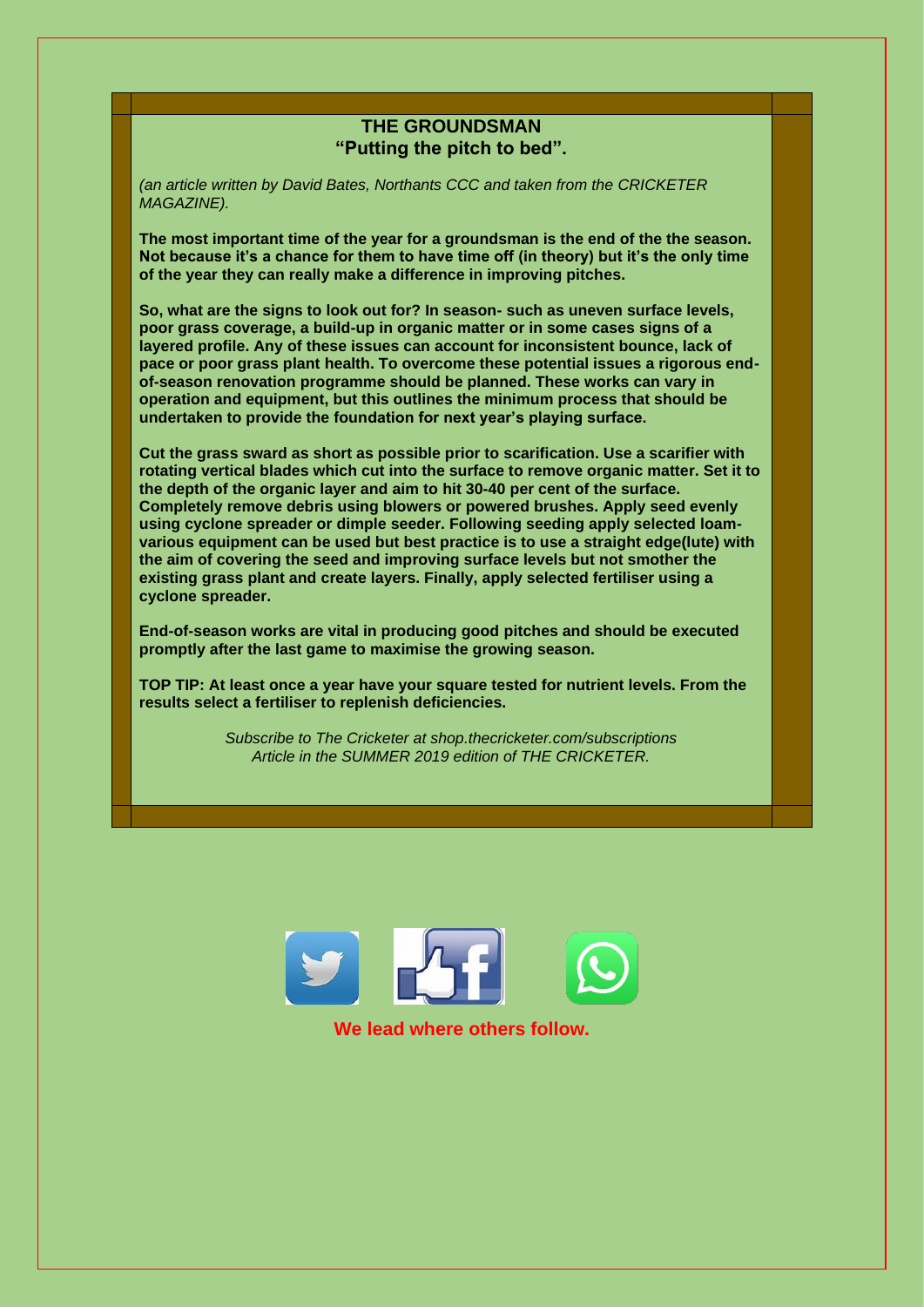**THE GROUNDSMAN**
**"Putting the pitch to bed".**

*(an article written by David Bates, Northants CCC and taken from the CRICKETER MAGAZINE).*

**The most important time of the year for a groundsman is the end of the the season. Not because it's a chance for them to have time off (in theory) but it's the only time of the year they can really make a difference in improving pitches.**

**So, what are the signs to look out for? In season- such as uneven surface levels, poor grass coverage, a build-up in organic matter or in some cases signs of a layered profile. Any of these issues can account for inconsistent bounce, lack of pace or poor grass plant health. To overcome these potential issues a rigorous end-of-season renovation programme should be planned. These works can vary in operation and equipment, but this outlines the minimum process that should be undertaken to provide the foundation for next year's playing surface.**

**Cut the grass sward as short as possible prior to scarification. Use a scarifier with rotating vertical blades which cut into the surface to remove organic matter. Set it to the depth of the organic layer and aim to hit 30-40 per cent of the surface. Completely remove debris using blowers or powered brushes. Apply seed evenly using cyclone spreader or dimple seeder. Following seeding apply selected loam-various equipment can be used but best practice is to use a straight edge(lute) with the aim of covering the seed and improving surface levels but not smother the existing grass plant and create layers. Finally, apply selected fertiliser using a cyclone spreader.**

**End-of-season works are vital in producing good pitches and should be executed promptly after the last game to maximise the growing season.**

**TOP TIP: At least once a year have your square tested for nutrient levels. From the results select a fertiliser to replenish deficiencies.**

*Subscribe to The Cricketer at shop.thecricketer.com/subscriptions*
*Article in the SUMMER 2019 edition of THE CRICKETER.*

**We lead where others follow.**